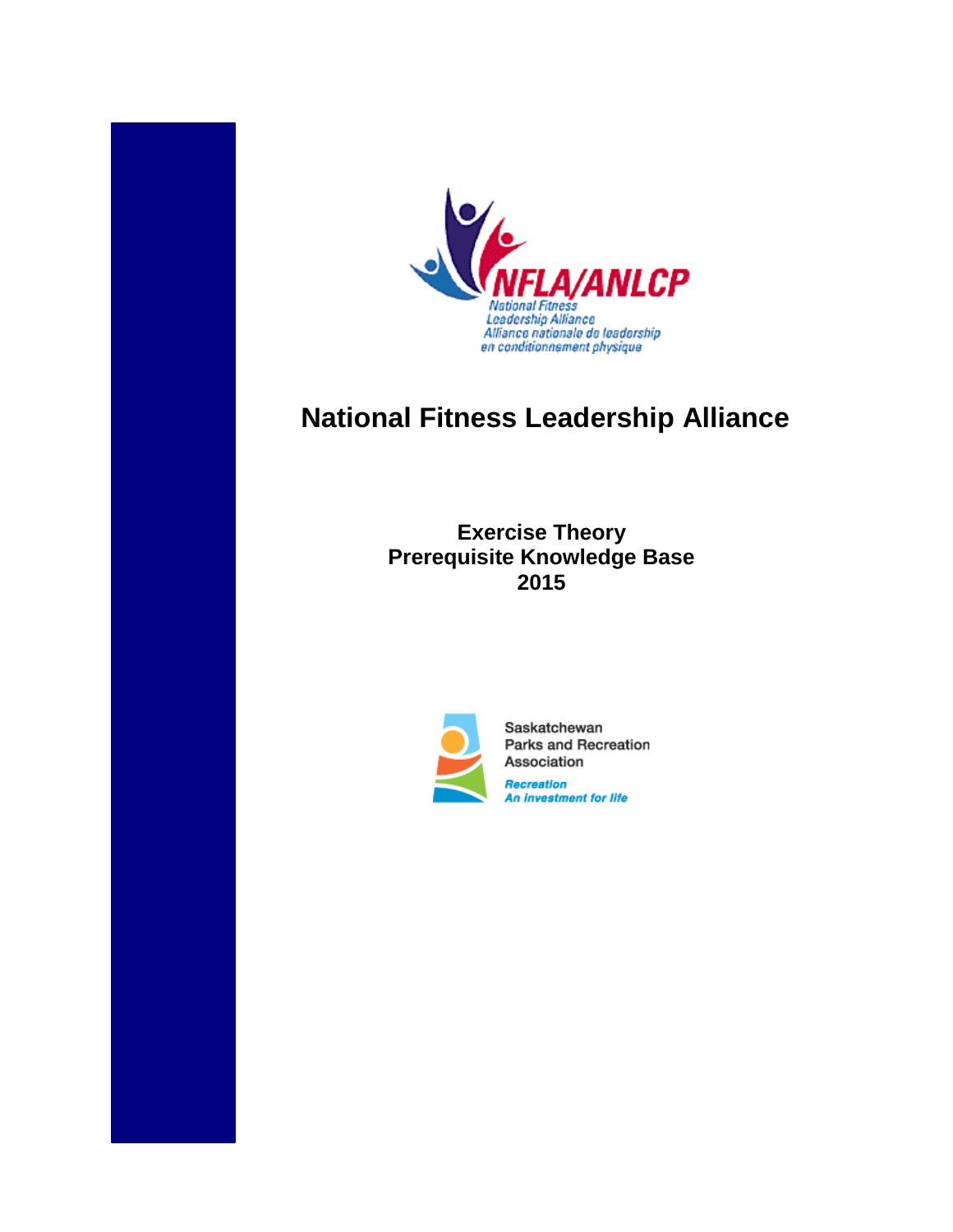NFLA/ANLCP
National Fitness Leadership Alliance
Alliance nationale de leadership en conditionnement physique

# National Fitness Leadership Alliance

## Exercise Theory
## Prerequisite Knowledge Base
## 2015

Saskatchewan Parks and Recreation Association

*Recreation*
*An investment for life*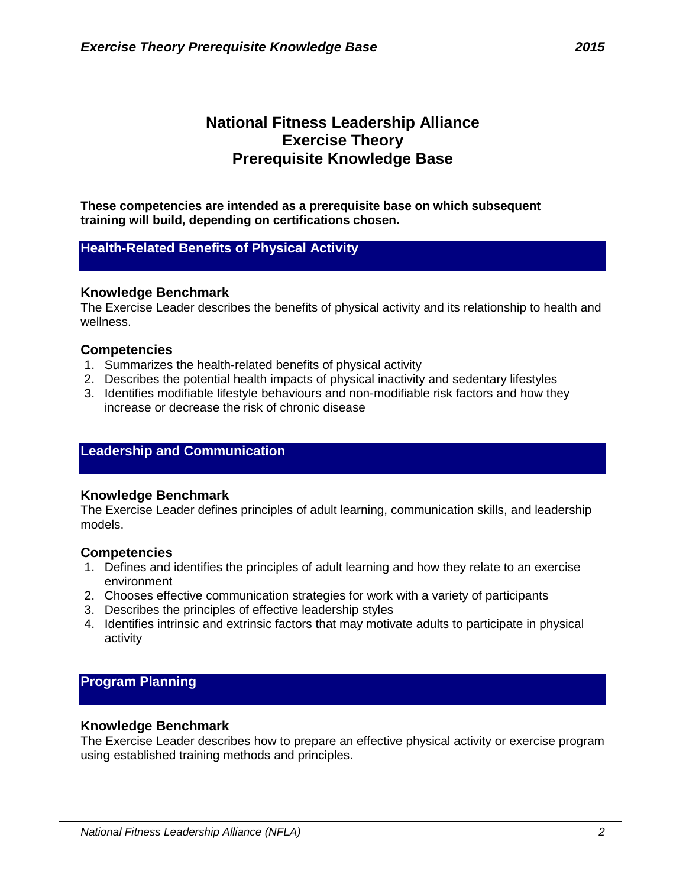# National Fitness Leadership Alliance
# Exercise Theory
# Prerequisite Knowledge Base

**These competencies are intended as a prerequisite base on which subsequent training will build, depending on certifications chosen.**

## Health-Related Benefits of Physical Activity

### Knowledge Benchmark

The Exercise Leader describes the benefits of physical activity and its relationship to health and wellness.

### Competencies

1. Summarizes the health-related benefits of physical activity
2. Describes the potential health impacts of physical inactivity and sedentary lifestyles
3. Identifies modifiable lifestyle behaviours and non-modifiable risk factors and how they increase or decrease the risk of chronic disease

## Leadership and Communication

### Knowledge Benchmark

The Exercise Leader defines principles of adult learning, communication skills, and leadership models.

### Competencies

1. Defines and identifies the principles of adult learning and how they relate to an exercise environment
2. Chooses effective communication strategies for work with a variety of participants
3. Describes the principles of effective leadership styles
4. Identifies intrinsic and extrinsic factors that may motivate adults to participate in physical activity

## Program Planning

### Knowledge Benchmark

The Exercise Leader describes how to prepare an effective physical activity or exercise program using established training methods and principles.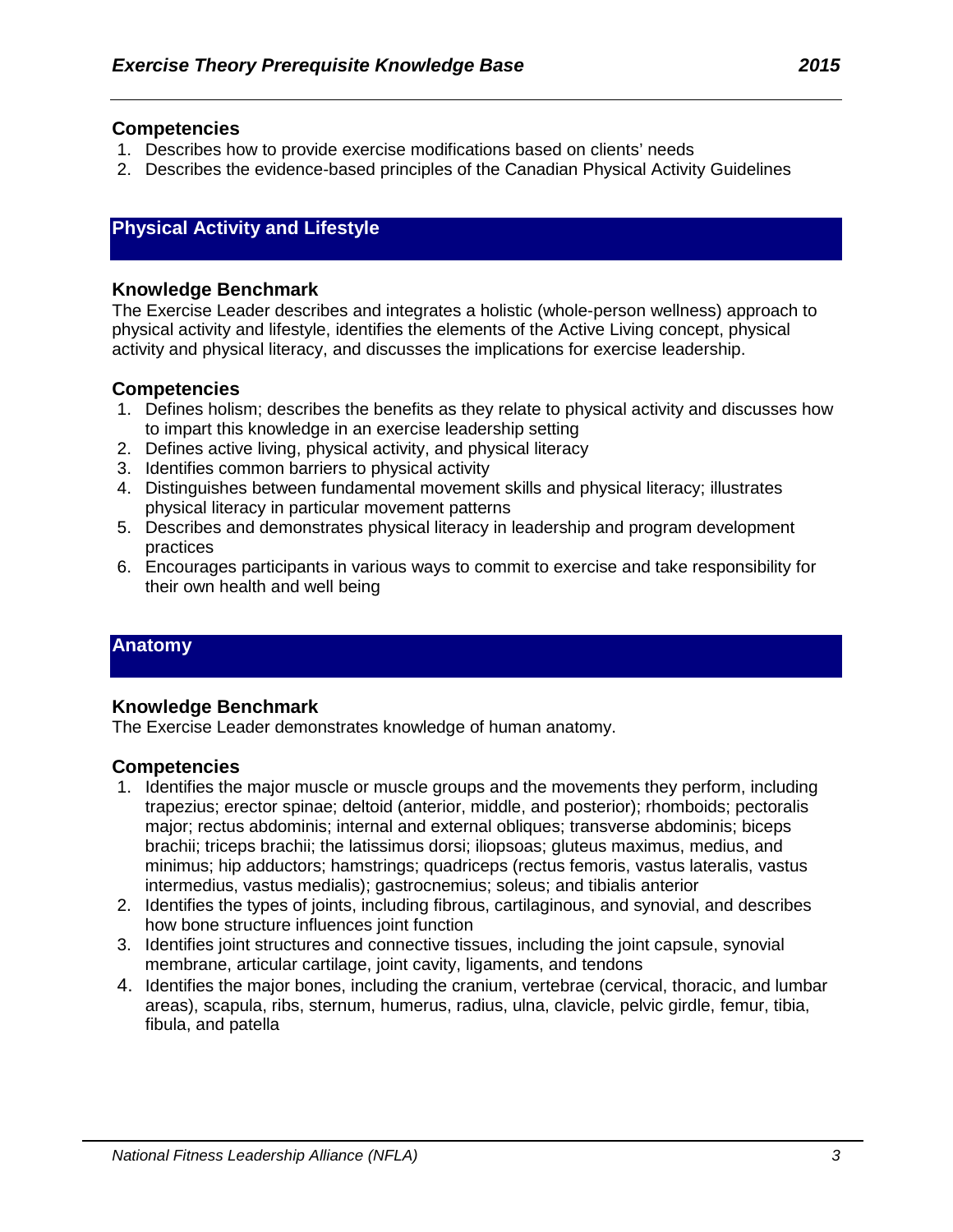### Competencies

1. Describes how to provide exercise modifications based on clients' needs
2. Describes the evidence-based principles of the Canadian Physical Activity Guidelines

## Physical Activity and Lifestyle

### Knowledge Benchmark

The Exercise Leader describes and integrates a holistic (whole-person wellness) approach to physical activity and lifestyle, identifies the elements of the Active Living concept, physical activity and physical literacy, and discusses the implications for exercise leadership.

### Competencies

1. Defines holism; describes the benefits as they relate to physical activity and discusses how to impart this knowledge in an exercise leadership setting
2. Defines active living, physical activity, and physical literacy
3. Identifies common barriers to physical activity
4. Distinguishes between fundamental movement skills and physical literacy; illustrates physical literacy in particular movement patterns
5. Describes and demonstrates physical literacy in leadership and program development practices
6. Encourages participants in various ways to commit to exercise and take responsibility for their own health and well being

## Anatomy

### Knowledge Benchmark

The Exercise Leader demonstrates knowledge of human anatomy.

### Competencies

1. Identifies the major muscle or muscle groups and the movements they perform, including trapezius; erector spinae; deltoid (anterior, middle, and posterior); rhomboids; pectoralis major; rectus abdominis; internal and external obliques; transverse abdominis; biceps brachii; triceps brachii; the latissimus dorsi; iliopsoas; gluteus maximus, medius, and minimus; hip adductors; hamstrings; quadriceps (rectus femoris, vastus lateralis, vastus intermedius, vastus medialis); gastrocnemius; soleus; and tibialis anterior
2. Identifies the types of joints, including fibrous, cartilaginous, and synovial, and describes how bone structure influences joint function
3. Identifies joint structures and connective tissues, including the joint capsule, synovial membrane, articular cartilage, joint cavity, ligaments, and tendons
4. Identifies the major bones, including the cranium, vertebrae (cervical, thoracic, and lumbar areas), scapula, ribs, sternum, humerus, radius, ulna, clavicle, pelvic girdle, femur, tibia, fibula, and patella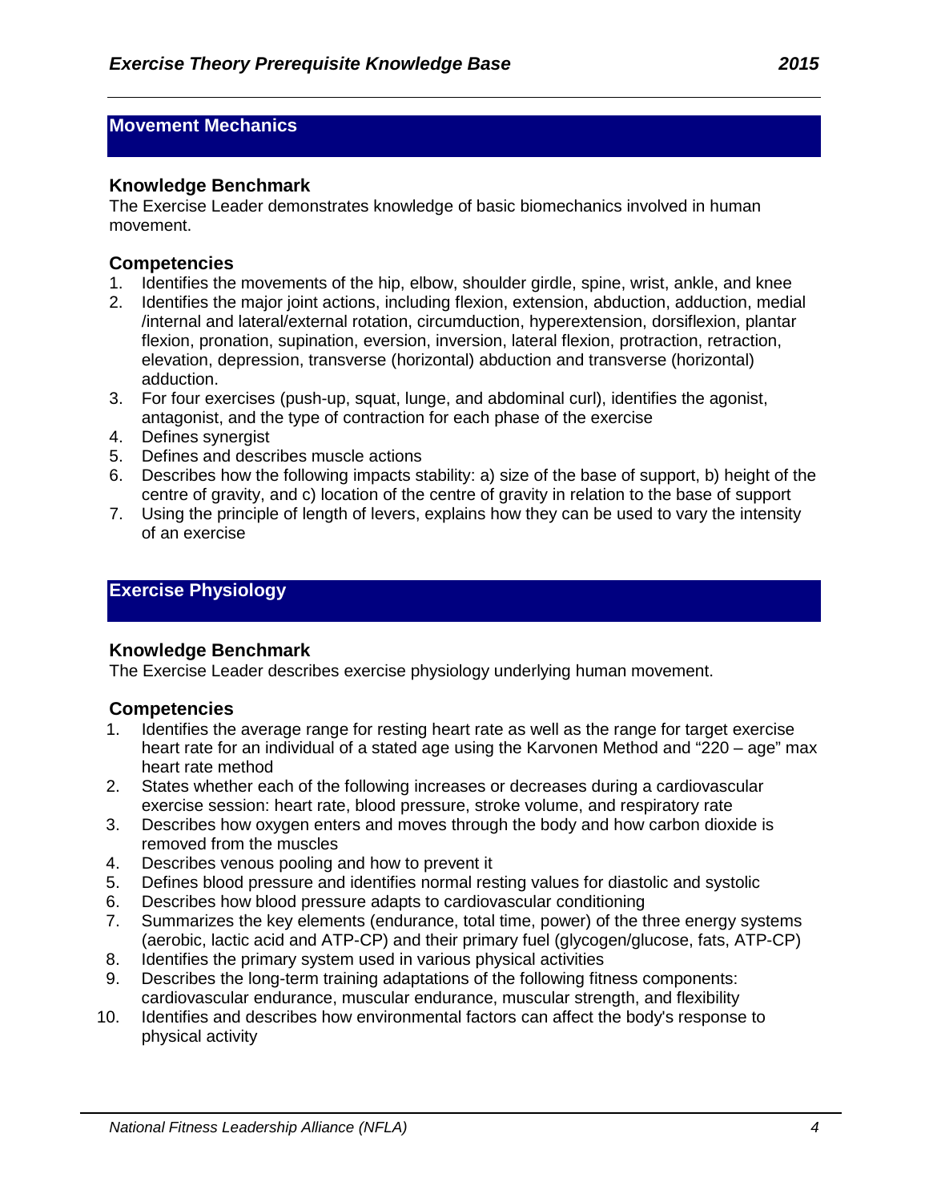## Movement Mechanics

### Knowledge Benchmark

The Exercise Leader demonstrates knowledge of basic biomechanics involved in human movement.

### Competencies

1. Identifies the movements of the hip, elbow, shoulder girdle, spine, wrist, ankle, and knee
2. Identifies the major joint actions, including flexion, extension, abduction, adduction, medial /internal and lateral/external rotation, circumduction, hyperextension, dorsiflexion, plantar flexion, pronation, supination, eversion, inversion, lateral flexion, protraction, retraction, elevation, depression, transverse (horizontal) abduction and transverse (horizontal) adduction.
3. For four exercises (push-up, squat, lunge, and abdominal curl), identifies the agonist, antagonist, and the type of contraction for each phase of the exercise
4. Defines synergist
5. Defines and describes muscle actions
6. Describes how the following impacts stability: a) size of the base of support, b) height of the centre of gravity, and c) location of the centre of gravity in relation to the base of support
7. Using the principle of length of levers, explains how they can be used to vary the intensity of an exercise

## Exercise Physiology

### Knowledge Benchmark

The Exercise Leader describes exercise physiology underlying human movement.

### Competencies

1. Identifies the average range for resting heart rate as well as the range for target exercise heart rate for an individual of a stated age using the Karvonen Method and "220 – age" max heart rate method
2. States whether each of the following increases or decreases during a cardiovascular exercise session: heart rate, blood pressure, stroke volume, and respiratory rate
3. Describes how oxygen enters and moves through the body and how carbon dioxide is removed from the muscles
4. Describes venous pooling and how to prevent it
5. Defines blood pressure and identifies normal resting values for diastolic and systolic
6. Describes how blood pressure adapts to cardiovascular conditioning
7. Summarizes the key elements (endurance, total time, power) of the three energy systems (aerobic, lactic acid and ATP-CP) and their primary fuel (glycogen/glucose, fats, ATP-CP)
8. Identifies the primary system used in various physical activities
9. Describes the long-term training adaptations of the following fitness components: cardiovascular endurance, muscular endurance, muscular strength, and flexibility
10. Identifies and describes how environmental factors can affect the body's response to physical activity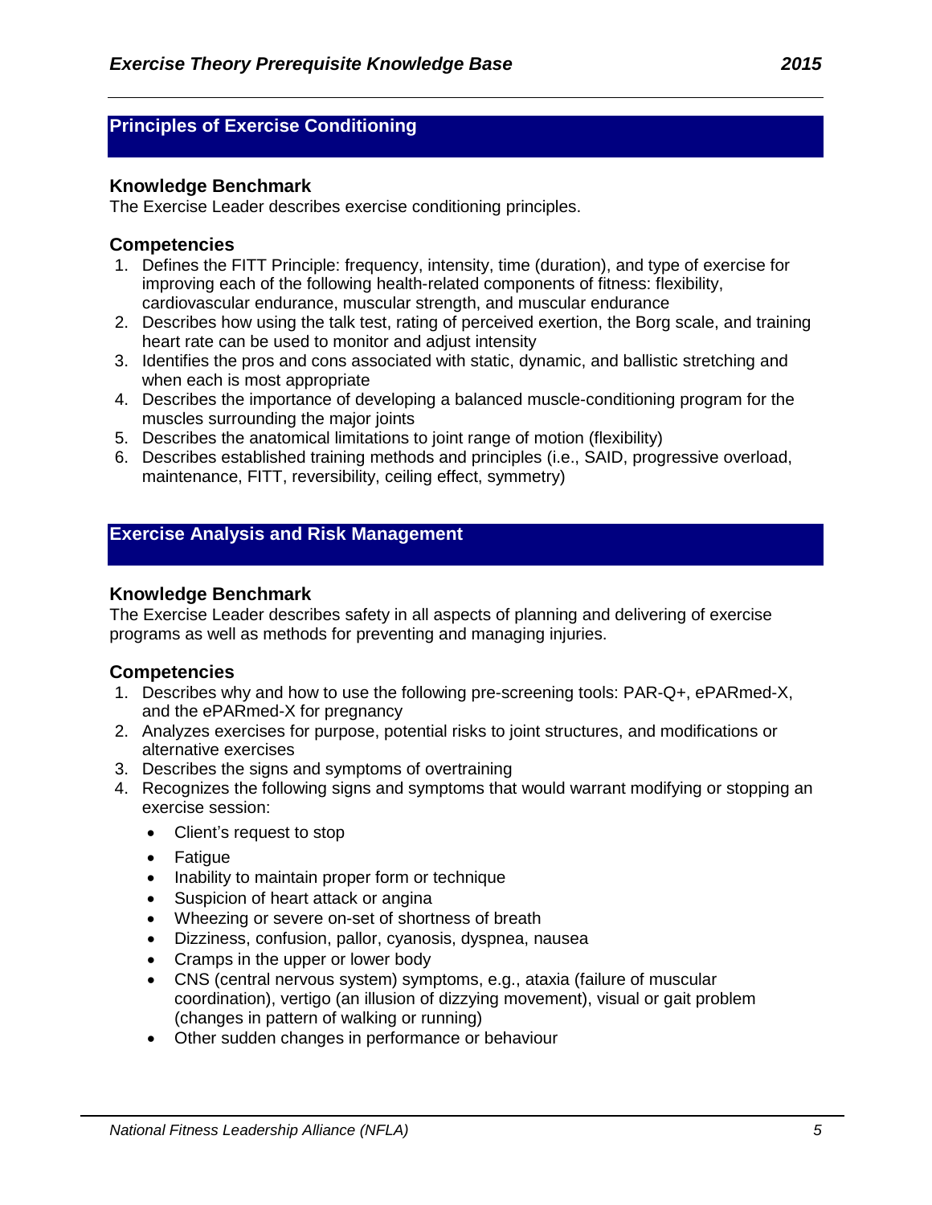## Principles of Exercise Conditioning

### Knowledge Benchmark

The Exercise Leader describes exercise conditioning principles.

### Competencies

1. Defines the FITT Principle: frequency, intensity, time (duration), and type of exercise for improving each of the following health-related components of fitness: flexibility, cardiovascular endurance, muscular strength, and muscular endurance
2. Describes how using the talk test, rating of perceived exertion, the Borg scale, and training heart rate can be used to monitor and adjust intensity
3. Identifies the pros and cons associated with static, dynamic, and ballistic stretching and when each is most appropriate
4. Describes the importance of developing a balanced muscle-conditioning program for the muscles surrounding the major joints
5. Describes the anatomical limitations to joint range of motion (flexibility)
6. Describes established training methods and principles (i.e., SAID, progressive overload, maintenance, FITT, reversibility, ceiling effect, symmetry)

## Exercise Analysis and Risk Management

### Knowledge Benchmark

The Exercise Leader describes safety in all aspects of planning and delivering of exercise programs as well as methods for preventing and managing injuries.

### Competencies

1. Describes why and how to use the following pre-screening tools: PAR-Q+, ePARmed-X, and the ePARmed-X for pregnancy
2. Analyzes exercises for purpose, potential risks to joint structures, and modifications or alternative exercises
3. Describes the signs and symptoms of overtraining
4. Recognizes the following signs and symptoms that would warrant modifying or stopping an exercise session:
   - Client's request to stop
   - Fatigue
   - Inability to maintain proper form or technique
   - Suspicion of heart attack or angina
   - Wheezing or severe on-set of shortness of breath
   - Dizziness, confusion, pallor, cyanosis, dyspnea, nausea
   - Cramps in the upper or lower body
   - CNS (central nervous system) symptoms, e.g., ataxia (failure of muscular coordination), vertigo (an illusion of dizzying movement), visual or gait problem (changes in pattern of walking or running)
   - Other sudden changes in performance or behaviour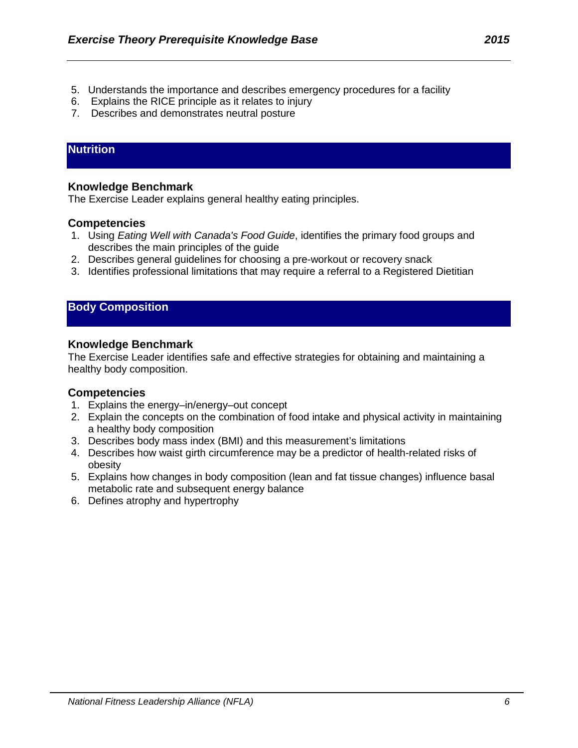5. Understands the importance and describes emergency procedures for a facility
6. Explains the RICE principle as it relates to injury
7. Describes and demonstrates neutral posture

## Nutrition

### Knowledge Benchmark

The Exercise Leader explains general healthy eating principles.

### Competencies

1. Using *Eating Well with Canada's Food Guide*, identifies the primary food groups and describes the main principles of the guide
2. Describes general guidelines for choosing a pre-workout or recovery snack
3. Identifies professional limitations that may require a referral to a Registered Dietitian

## Body Composition

### Knowledge Benchmark

The Exercise Leader identifies safe and effective strategies for obtaining and maintaining a healthy body composition.

### Competencies

1. Explains the energy–in/energy–out concept
2. Explain the concepts on the combination of food intake and physical activity in maintaining a healthy body composition
3. Describes body mass index (BMI) and this measurement's limitations
4. Describes how waist girth circumference may be a predictor of health-related risks of obesity
5. Explains how changes in body composition (lean and fat tissue changes) influence basal metabolic rate and subsequent energy balance
6. Defines atrophy and hypertrophy